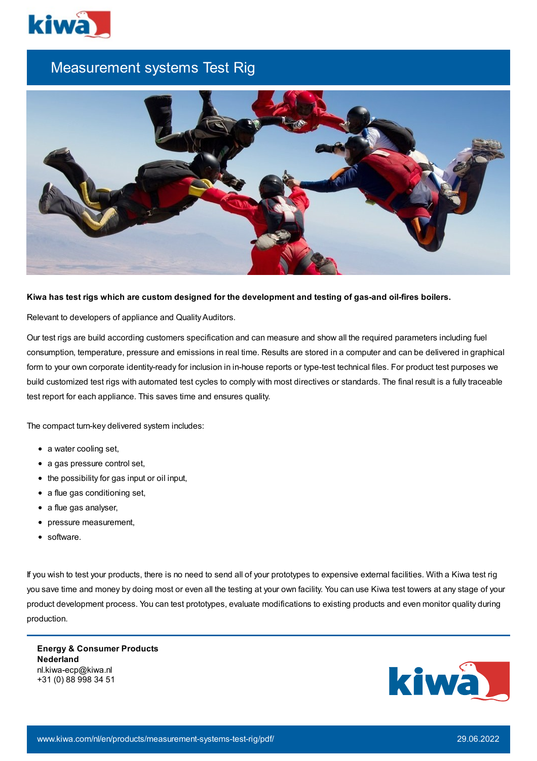# Measurement systems Test Rig

**Kiwa has test rigs which are custom designed for the development and testing of gas-and oil-fires boilers.**

Relevant to developers of appliance and Quality Auditors.

Our test rigs are build according customers specification and can measure and show all the required parameters including fuel consumption, temperature, pressure and emissions in real time. Results are stored in a computer and can be delivered in graphical form to your own corporate identity-ready for inclusion in in-house reports or type-test technical files. For product test purposes we build customized test rigs with automated test cycles to comply with most directives or standards. The final result is a fully traceable test report for each appliance. This saves time and ensures quality.

The compact turn-key delivered system includes:

- a water cooling set,
- a gas pressure control set,
- the possibility for gas input or oil input,
- a flue gas conditioning set,
- a flue gas analyser,
- pressure measurement,
- software.

If you wish to test your products, there is no need to send all of your prototypes to expensive external facilities. With a Kiwa test rig you save time and money by doing most or even all the testing at your own facility. You can use Kiwa test towers at any stage of your product development process. You can test prototypes, evaluate modifications to existing products and even monitor quality during production.

**Energy & Consumer Products**
**Nederland**
nl.kiwa-ecp@kiwa.nl
+31 (0) 88 998 34 51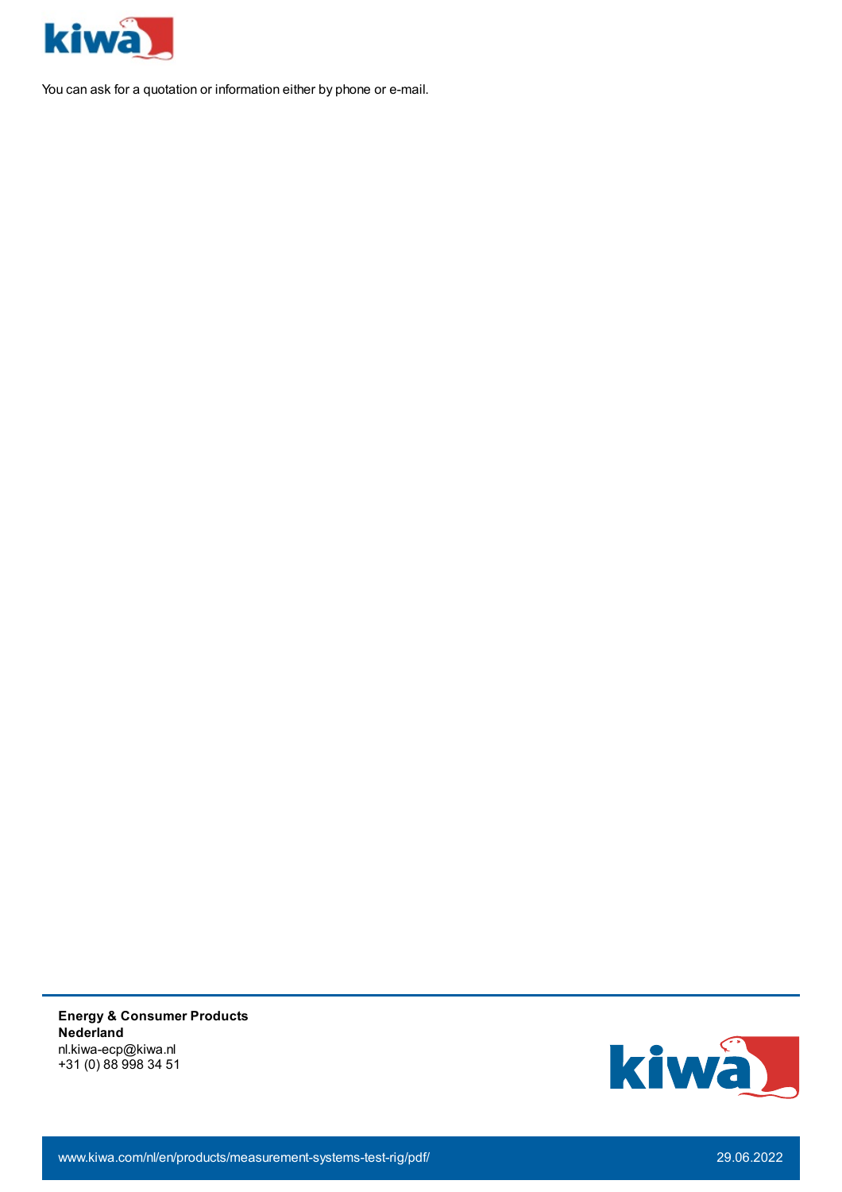You can ask for a quotation or information either by phone or e-mail.

**Energy & Consumer Products**
**Nederland**
nl.kiwa-ecp@kiwa.nl
+31 (0) 88 998 34 51